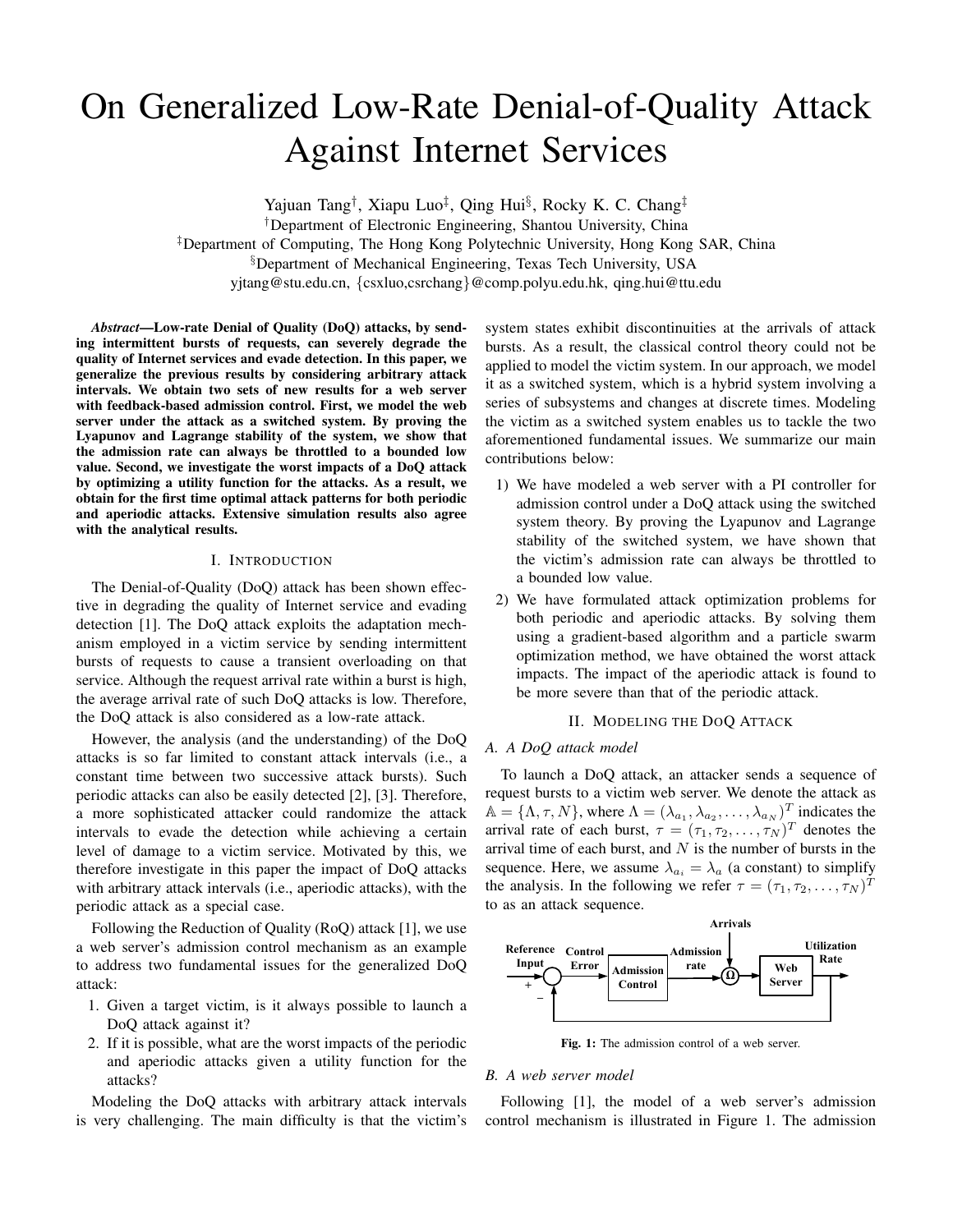# On Generalized Low-Rate Denial-of-Quality Attack Against Internet Services

Yajuan Tang[†], Xiapu Luo[‡], Qing Hui[§], Rocky K. C. Chang[‡]

[†]Department of Electronic Engineering, Shantou University, China

[‡]Department of Computing, The Hong Kong Polytechnic University, Hong Kong SAR, China

[§]Department of Mechanical Engineering, Texas Tech University, USA

yjtang@stu.edu.cn, {csxluo,csrchang}@comp.polyu.edu.hk, qing.hui@ttu.edu

***Abstract*—Low-rate Denial of Quality (DoQ) attacks, by sending intermittent bursts of requests, can severely degrade the quality of Internet services and evade detection. In this paper, we generalize the previous results by considering arbitrary attack intervals. We obtain two sets of new results for a web server with feedback-based admission control. First, we model the web server under the attack as a switched system. By proving the Lyapunov and Lagrange stability of the system, we show that the admission rate can always be throttled to a bounded low value. Second, we investigate the worst impacts of a DoQ attack by optimizing a utility function for the attacks. As a result, we obtain for the first time optimal attack patterns for both periodic and aperiodic attacks. Extensive simulation results also agree with the analytical results.**

## I. Introduction

The Denial-of-Quality (DoQ) attack has been shown effective in degrading the quality of Internet service and evading detection [1]. The DoQ attack exploits the adaptation mechanism employed in a victim service by sending intermittent bursts of requests to cause a transient overloading on that service. Although the request arrival rate within a burst is high, the average arrival rate of such DoQ attacks is low. Therefore, the DoQ attack is also considered as a low-rate attack.

However, the analysis (and the understanding) of the DoQ attacks is so far limited to constant attack intervals (i.e., a constant time between two successive attack bursts). Such periodic attacks can also be easily detected [2], [3]. Therefore, a more sophisticated attacker could randomize the attack intervals to evade the detection while achieving a certain level of damage to a victim service. Motivated by this, we therefore investigate in this paper the impact of DoQ attacks with arbitrary attack intervals (i.e., aperiodic attacks), with the periodic attack as a special case.

Following the Reduction of Quality (RoQ) attack [1], we use a web server's admission control mechanism as an example to address two fundamental issues for the generalized DoQ attack:

1. Given a target victim, is it always possible to launch a DoQ attack against it?
2. If it is possible, what are the worst impacts of the periodic and aperiodic attacks given a utility function for the attacks?

Modeling the DoQ attacks with arbitrary attack intervals is very challenging. The main difficulty is that the victim's system states exhibit discontinuities at the arrivals of attack bursts. As a result, the classical control theory could not be applied to model the victim system. In our approach, we model it as a switched system, which is a hybrid system involving a series of subsystems and changes at discrete times. Modeling the victim as a switched system enables us to tackle the two aforementioned fundamental issues. We summarize our main contributions below:

1) We have modeled a web server with a PI controller for admission control under a DoQ attack using the switched system theory. By proving the Lyapunov and Lagrange stability of the switched system, we have shown that the victim's admission rate can always be throttled to a bounded low value.
2) We have formulated attack optimization problems for both periodic and aperiodic attacks. By solving them using a gradient-based algorithm and a particle swarm optimization method, we have obtained the worst attack impacts. The impact of the aperiodic attack is found to be more severe than that of the periodic attack.

## II. Modeling the DoQ Attack

### A. A DoQ attack model

To launch a DoQ attack, an attacker sends a sequence of request bursts to a victim web server. We denote the attack as $\mathbb{A} = \{\Lambda, \tau, N\}$, where $\Lambda = (\lambda_{a_1}, \lambda_{a_2}, \ldots, \lambda_{a_N})^T$ indicates the arrival rate of each burst, $\tau = (\tau_1, \tau_2, \ldots, \tau_N)^T$ denotes the arrival time of each burst, and $N$ is the number of bursts in the sequence. Here, we assume $\lambda_{a_i} = \lambda_a$ (a constant) to simplify the analysis. In the following we refer $\tau = (\tau_1, \tau_2, \ldots, \tau_N)^T$ to as an attack sequence.

**Fig. 1:** The admission control of a web server.

### B. A web server model

Following [1], the model of a web server's admission control mechanism is illustrated in Figure 1. The admission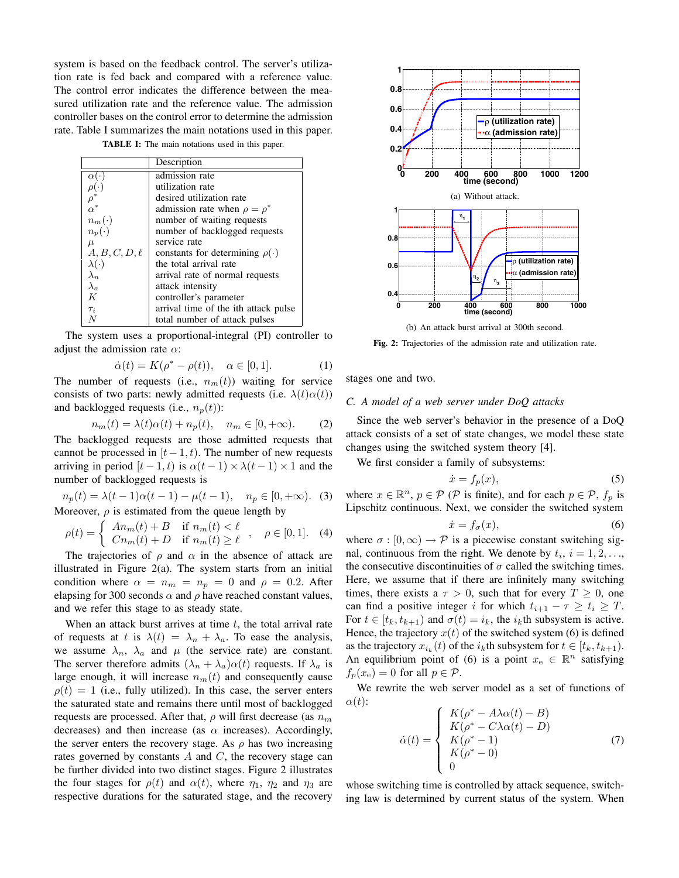system is based on the feedback control. The server's utilization rate is fed back and compared with a reference value. The control error indicates the difference between the measured utilization rate and the reference value. The admission controller bases on the control error to determine the admission rate. Table I summarizes the main notations used in this paper.

**TABLE I:** The main notations used in this paper.

| | Description |
|---|---|
| $\alpha(\cdot)$ | admission rate |
| $\rho(\cdot)$ | utilization rate |
| $\rho^*$ | desired utilization rate |
| $\alpha^*$ | admission rate when $\rho = \rho^*$ |
| $n_m(\cdot)$ | number of waiting requests |
| $n_p(\cdot)$ | number of backlogged requests |
| $\mu$ | service rate |
| $A, B, C, D, \ell$ | constants for determining $\rho(\cdot)$ |
| $\lambda(\cdot)$ | the total arrival rate |
| $\lambda_n$ | arrival rate of normal requests |
| $\lambda_a$ | attack intensity |
| $K$ | controller's parameter |
| $\tau_i$ | arrival time of the ith attack pulse |
| $N$ | total number of attack pulses |

The system uses a proportional-integral (PI) controller to adjust the admission rate $\alpha$:

$$\dot{\alpha}(t) = K(\rho^* - \rho(t)), \quad \alpha \in [0, 1]. \tag{1}$$

The number of requests (i.e., $n_m(t)$) waiting for service consists of two parts: newly admitted requests (i.e. $\lambda(t)\alpha(t)$) and backlogged requests (i.e., $n_p(t)$):

$$n_m(t) = \lambda(t)\alpha(t) + n_p(t), \quad n_m \in [0, +\infty). \tag{2}$$

The backlogged requests are those admitted requests that cannot be processed in $[t-1, t)$. The number of new requests arriving in period $[t-1, t)$ is $\alpha(t-1) \times \lambda(t-1) \times 1$ and the number of backlogged requests is

$$n_p(t) = \lambda(t-1)\alpha(t-1) - \mu(t-1), \quad n_p \in [0, +\infty). \tag{3}$$

Moreover, $\rho$ is estimated from the queue length by

$$\rho(t) = \begin{cases} An_m(t) + B & \text{if } n_m(t) < \ell \\ Cn_m(t) + D & \text{if } n_m(t) \geq \ell \end{cases}, \quad \rho \in [0, 1]. \tag{4}$$

The trajectories of $\rho$ and $\alpha$ in the absence of attack are illustrated in Figure 2(a). The system starts from an initial condition where $\alpha = n_m = n_p = 0$ and $\rho = 0.2$. After elapsing for 300 seconds $\alpha$ and $\rho$ have reached constant values, and we refer this stage to as steady state.

When an attack burst arrives at time $t$, the total arrival rate of requests at $t$ is $\lambda(t) = \lambda_n + \lambda_a$. To ease the analysis, we assume $\lambda_n$, $\lambda_a$ and $\mu$ (the service rate) are constant. The server therefore admits $(\lambda_n + \lambda_a)\alpha(t)$ requests. If $\lambda_a$ is large enough, it will increase $n_m(t)$ and consequently cause $\rho(t) = 1$ (i.e., fully utilized). In this case, the server enters the saturated state and remains there until most of backlogged requests are processed. After that, $\rho$ will first decrease (as $n_m$ decreases) and then increase (as $\alpha$ increases). Accordingly, the server enters the recovery stage. As $\rho$ has two increasing rates governed by constants $A$ and $C$, the recovery stage can be further divided into two distinct stages. Figure 2 illustrates the four stages for $\rho(t)$ and $\alpha(t)$, where $\eta_1$, $\eta_2$ and $\eta_3$ are respective durations for the saturated stage, and the recovery stages one and two.

(a) Without attack.

(b) An attack burst arrival at 300th second.

**Fig. 2:** Trajectories of the admission rate and utilization rate.

### C. A model of a web server under DoQ attacks

Since the web server's behavior in the presence of a DoQ attack consists of a set of state changes, we model these state changes using the switched system theory [4].

We first consider a family of subsystems:

$$\dot{x} = f_p(x), \tag{5}$$

where $x \in \mathbb{R}^n$, $p \in \mathcal{P}$ ($\mathcal{P}$ is finite), and for each $p \in \mathcal{P}$, $f_p$ is Lipschitz continuous. Next, we consider the switched system

$$\dot{x} = f_\sigma(x), \tag{6}$$

where $\sigma : [0, \infty) \to \mathcal{P}$ is a piecewise constant switching signal, continuous from the right. We denote by $t_i$, $i = 1, 2, \ldots$, the consecutive discontinuities of $\sigma$ called the switching times. Here, we assume that if there are infinitely many switching times, there exists a $\tau > 0$, such that for every $T \geq 0$, one can find a positive integer $i$ for which $t_{i+1} - \tau \geq t_i \geq T$. For $t \in [t_k, t_{k+1})$ and $\sigma(t) = i_k$, the $i_k$th subsystem is active. Hence, the trajectory $x(t)$ of the switched system (6) is defined as the trajectory $x_{i_k}(t)$ of the $i_k$th subsystem for $t \in [t_k, t_{k+1})$. An equilibrium point of (6) is a point $x_e \in \mathbb{R}^n$ satisfying $f_p(x_e) = 0$ for all $p \in \mathcal{P}$.

We rewrite the web server model as a set of functions of $\alpha(t)$:

$$\dot{\alpha}(t) = \begin{cases} K(\rho^* - A\lambda\alpha(t) - B) \\ K(\rho^* - C\lambda\alpha(t) - D) \\ K(\rho^* - 1) \\ K(\rho^* - 0) \\ 0 \end{cases} \tag{7}$$

whose switching time is controlled by attack sequence, switching law is determined by current status of the system. When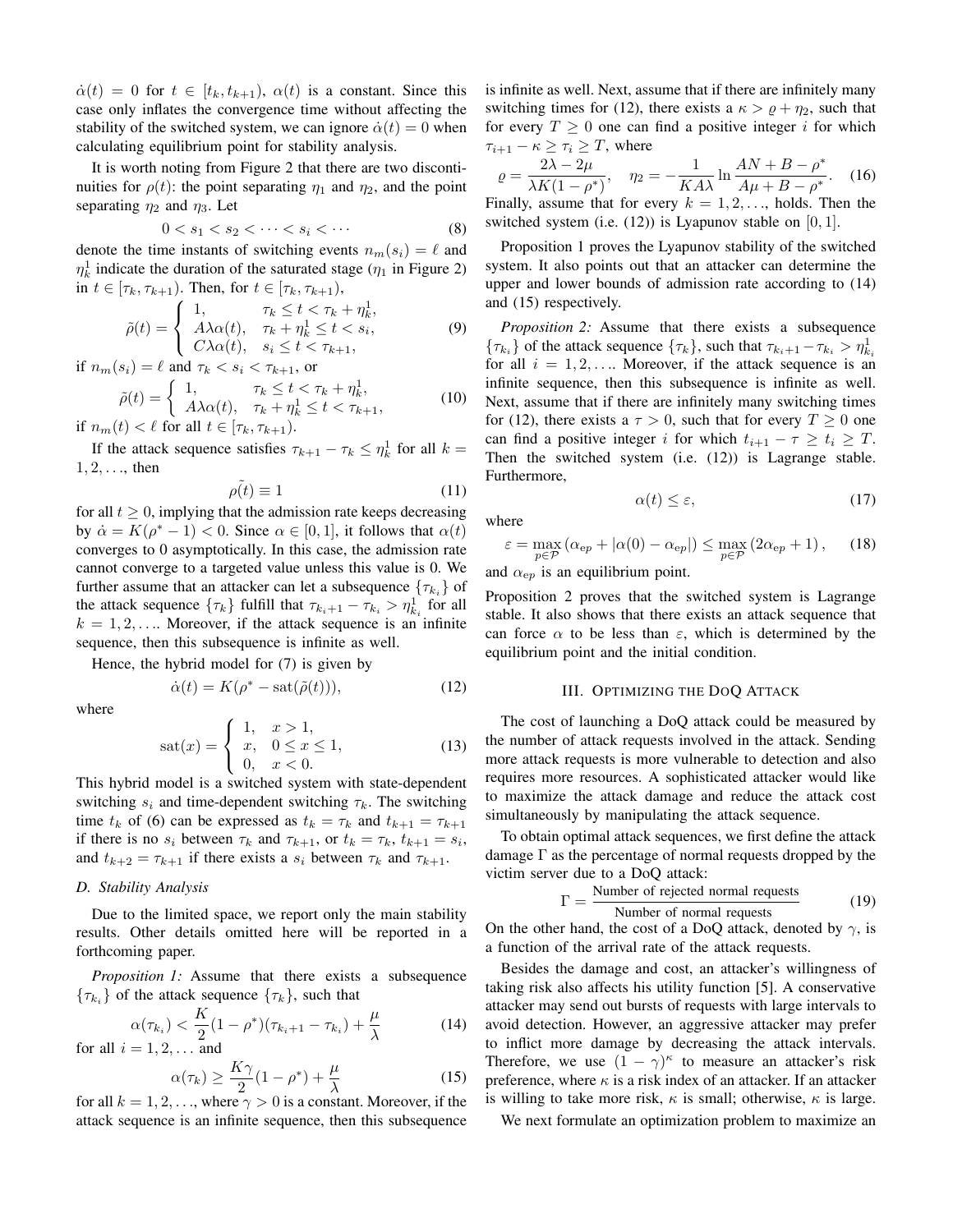$\dot{\alpha}(t) = 0$ for $t \in [t_k, t_{k+1})$, $\alpha(t)$ is a constant. Since this case only inflates the convergence time without affecting the stability of the switched system, we can ignore $\dot{\alpha}(t) = 0$ when calculating equilibrium point for stability analysis.

It is worth noting from Figure 2 that there are two discontinuities for $\rho(t)$: the point separating $\eta_1$ and $\eta_2$, and the point separating $\eta_2$ and $\eta_3$. Let

$$0 < s_1 < s_2 < \cdots < s_i < \cdots \tag{8}$$

denote the time instants of switching events $n_m(s_i) = \ell$ and $\eta_k^1$ indicate the duration of the saturated stage ($\eta_1$ in Figure 2) in $t \in [\tau_k, \tau_{k+1})$. Then, for $t \in [\tau_k, \tau_{k+1})$,

$$\tilde{\rho}(t) = \begin{cases} 1, & \tau_k \le t < \tau_k + \eta_k^1, \\ A\lambda\alpha(t), & \tau_k + \eta_k^1 \le t < s_i, \\ C\lambda\alpha(t), & s_i \le t < \tau_{k+1}, \end{cases} \tag{9}$$

if $n_m(s_i) = \ell$ and $\tau_k < s_i < \tau_{k+1}$, or

$$\tilde{\rho}(t) = \begin{cases} 1, & \tau_k \le t < \tau_k + \eta_k^1, \\ A\lambda\alpha(t), & \tau_k + \eta_k^1 \le t < \tau_{k+1}, \end{cases} \tag{10}$$

if $n_m(t) < \ell$ for all $t \in [\tau_k, \tau_{k+1})$.

If the attack sequence satisfies $\tau_{k+1} - \tau_k \le \eta_k^1$ for all $k = 1, 2, \ldots$, then

$$\tilde{\rho(t)} \equiv 1 \tag{11}$$

for all $t \ge 0$, implying that the admission rate keeps decreasing by $\dot{\alpha} = K(\rho^* - 1) < 0$. Since $\alpha \in [0, 1]$, it follows that $\alpha(t)$ converges to 0 asymptotically. In this case, the admission rate cannot converge to a targeted value unless this value is 0. We further assume that an attacker can let a subsequence $\{\tau_{k_i}\}$ of the attack sequence $\{\tau_k\}$ fulfill that $\tau_{k_i+1} - \tau_{k_i} > \eta_{k_i}^1$ for all $k = 1, 2, \ldots$. Moreover, if the attack sequence is an infinite sequence, then this subsequence is infinite as well.

Hence, the hybrid model for (7) is given by

$$\dot{\alpha}(t) = K(\rho^* - \text{sat}(\tilde{\rho}(t))), \tag{12}$$

where

$$\text{sat}(x) = \begin{cases} 1, & x > 1, \\ x, & 0 \le x \le 1, \\ 0, & x < 0. \end{cases} \tag{13}$$

This hybrid model is a switched system with state-dependent switching $s_i$ and time-dependent switching $\tau_k$. The switching time $t_k$ of (6) can be expressed as $t_k = \tau_k$ and $t_{k+1} = \tau_{k+1}$ if there is no $s_i$ between $\tau_k$ and $\tau_{k+1}$, or $t_k = \tau_k$, $t_{k+1} = s_i$, and $t_{k+2} = \tau_{k+1}$ if there exists a $s_i$ between $\tau_k$ and $\tau_{k+1}$.

### D. Stability Analysis

Due to the limited space, we report only the main stability results. Other details omitted here will be reported in a forthcoming paper.

*Proposition 1:* Assume that there exists a subsequence $\{\tau_{k_i}\}$ of the attack sequence $\{\tau_k\}$, such that

$$\alpha(\tau_{k_i}) < \frac{K}{2}(1 - \rho^*)(\tau_{k_i+1} - \tau_{k_i}) + \frac{\mu}{\lambda} \tag{14}$$

for all $i = 1, 2, \ldots$ and

$$\alpha(\tau_k) \ge \frac{K\gamma}{2}(1 - \rho^*) + \frac{\mu}{\lambda} \tag{15}$$

for all $k = 1, 2, \ldots$, where $\gamma > 0$ is a constant. Moreover, if the attack sequence is an infinite sequence, then this subsequence is infinite as well. Next, assume that if there are infinitely many switching times for (12), there exists a $\kappa > \varrho + \eta_2$, such that for every $T \ge 0$ one can find a positive integer $i$ for which $\tau_{i+1} - \kappa \ge \tau_i \ge T$, where

$$\varrho = \frac{2\lambda - 2\mu}{\lambda K(1 - \rho^*)}, \quad \eta_2 = -\frac{1}{KA\lambda} \ln \frac{AN + B - \rho^*}{A\mu + B - \rho^*}. \tag{16}$$

Finally, assume that for every $k = 1, 2, \ldots$, holds. Then the switched system (i.e. (12)) is Lyapunov stable on $[0, 1]$.

Proposition 1 proves the Lyapunov stability of the switched system. It also points out that an attacker can determine the upper and lower bounds of admission rate according to (14) and (15) respectively.

*Proposition 2:* Assume that there exists a subsequence $\{\tau_{k_i}\}$ of the attack sequence $\{\tau_k\}$, such that $\tau_{k_i+1} - \tau_{k_i} > \eta_{k_i}^1$ for all $i = 1, 2, \ldots$. Moreover, if the attack sequence is an infinite sequence, then this subsequence is infinite as well. Next, assume that if there are infinitely many switching times for (12), there exists a $\tau > 0$, such that for every $T \ge 0$ one can find a positive integer $i$ for which $t_{i+1} - \tau \ge t_i \ge T$. Then the switched system (i.e. (12)) is Lagrange stable. Furthermore,

$$\alpha(t) \le \varepsilon, \tag{17}$$

where

$$\varepsilon = \max_{p \in \mathcal{P}} (\alpha_{\text{ep}} + |\alpha(0) - \alpha_{\text{ep}}|) \le \max_{p \in \mathcal{P}} (2\alpha_{\text{ep}} + 1), \tag{18}$$

and $\alpha_{\text{ep}}$ is an equilibrium point.

Proposition 2 proves that the switched system is Lagrange stable. It also shows that there exists an attack sequence that can force $\alpha$ to be less than $\varepsilon$, which is determined by the equilibrium point and the initial condition.

## III. Optimizing the DoQ Attack

The cost of launching a DoQ attack could be measured by the number of attack requests involved in the attack. Sending more attack requests is more vulnerable to detection and also requires more resources. A sophisticated attacker would like to maximize the attack damage and reduce the attack cost simultaneously by manipulating the attack sequence.

To obtain optimal attack sequences, we first define the attack damage $\Gamma$ as the percentage of normal requests dropped by the victim server due to a DoQ attack:

$$\Gamma = \frac{\text{Number of rejected normal requests}}{\text{Number of normal requests}} \tag{19}$$

On the other hand, the cost of a DoQ attack, denoted by $\gamma$, is a function of the arrival rate of the attack requests.

Besides the damage and cost, an attacker's willingness of taking risk also affects his utility function [5]. A conservative attacker may send out bursts of requests with large intervals to avoid detection. However, an aggressive attacker may prefer to inflict more damage by decreasing the attack intervals. Therefore, we use $(1 - \gamma)^\kappa$ to measure an attacker's risk preference, where $\kappa$ is a risk index of an attacker. If an attacker is willing to take more risk, $\kappa$ is small; otherwise, $\kappa$ is large.

We next formulate an optimization problem to maximize an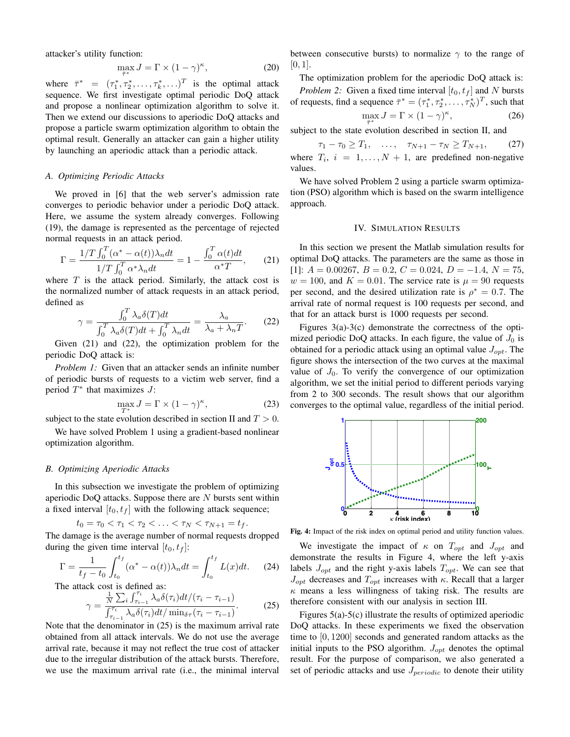attacker's utility function:

$$\max_{\bar{\tau}^*} J = \Gamma \times (1-\gamma)^{\kappa}, \tag{20}$$

where $\bar{\tau}^* = (\tau_1^*, \tau_2^*, \ldots, \tau_k^*, \ldots)^T$ is the optimal attack sequence. We first investigate optimal periodic DoQ attack and propose a nonlinear optimization algorithm to solve it. Then we extend our discussions to aperiodic DoQ attacks and propose a particle swarm optimization algorithm to obtain the optimal result. Generally an attacker can gain a higher utility by launching an aperiodic attack than a periodic attack.

### A. Optimizing Periodic Attacks

We proved in [6] that the web server's admission rate converges to periodic behavior under a periodic DoQ attack. Here, we assume the system already converges. Following (19), the damage is represented as the percentage of rejected normal requests in an attack period.

$$\Gamma = \frac{1/T\int_0^T(\alpha^* - \alpha(t))\lambda_n dt}{1/T\int_0^T \alpha^* \lambda_n dt} = 1 - \frac{\int_0^T \alpha(t)dt}{\alpha^* T}, \tag{21}$$

where $T$ is the attack period. Similarly, the attack cost is the normalized number of attack requests in an attack period, defined as

$$\gamma = \frac{\int_0^T \lambda_a \delta(T)dt}{\int_0^T \lambda_a \delta(T)dt + \int_0^T \lambda_n dt} = \frac{\lambda_a}{\lambda_a + \lambda_n T}. \tag{22}$$

Given (21) and (22), the optimization problem for the periodic DoQ attack is:

*Problem 1:* Given that an attacker sends an infinite number of periodic bursts of requests to a victim web server, find a period $T^*$ that maximizes $J$:

$$\max_{T^*} J = \Gamma \times (1-\gamma)^{\kappa}, \tag{23}$$

subject to the state evolution described in section II and $T > 0$.

We have solved Problem 1 using a gradient-based nonlinear optimization algorithm.

### B. Optimizing Aperiodic Attacks

In this subsection we investigate the problem of optimizing aperiodic DoQ attacks. Suppose there are $N$ bursts sent within a fixed interval $[t_0, t_f]$ with the following attack sequence;

$$t_0 = \tau_0 < \tau_1 < \tau_2 < \ldots < \tau_N < \tau_{N+1} = t_f.$$

The damage is the average number of normal requests dropped during the given time interval $[t_0, t_f]$:

$$\Gamma = \frac{1}{t_f - t_0}\int_{t_0}^{t_f}(\alpha^* - \alpha(t))\lambda_n dt = \int_{t_0}^{t_f} L(x)dt. \tag{24}$$

The attack cost is defined as:

$$\gamma = \frac{\frac{1}{N}\sum_i \int_{\tau_{i-1}}^{\tau_i}\lambda_a\delta(\tau_i)dt/(\tau_i - \tau_{i-1})}{\int_{\tau_{i-1}}^{\tau_i}\lambda_a\delta(\tau_i)dt/\min_{\delta\tau}(\tau_i - \tau_{i-1})}. \tag{25}$$

Note that the denominator in (25) is the maximum arrival rate obtained from all attack intervals. We do not use the average arrival rate, because it may not reflect the true cost of attacker due to the irregular distribution of the attack bursts. Therefore, we use the maximum arrival rate (i.e., the minimal interval between consecutive bursts) to normalize $\gamma$ to the range of $[0, 1]$.

The optimization problem for the aperiodic DoQ attack is:

*Problem 2:* Given a fixed time interval $[t_0, t_f]$ and $N$ bursts of requests, find a sequence $\bar{\tau}^* = (\tau_1^*, \tau_2^*, \ldots, \tau_N^*)^T$, such that

$$\max_{\bar{\tau}^*} J = \Gamma \times (1-\gamma)^{\kappa}, \tag{26}$$

subject to the state evolution described in section II, and

$$\tau_1 - \tau_0 \geq T_1, \quad \ldots, \quad \tau_{N+1} - \tau_N \geq T_{N+1}, \tag{27}$$

where $T_i$, $i = 1, \ldots, N+1$, are predefined non-negative values.

We have solved Problem 2 using a particle swarm optimization (PSO) algorithm which is based on the swarm intelligence approach.

## IV. Simulation Results

In this section we present the Matlab simulation results for optimal DoQ attacks. The parameters are the same as those in [1]: $A = 0.00267$, $B = 0.2$, $C = 0.024$, $D = -1.4$, $N = 75$, $w = 100$, and $K = 0.01$. The service rate is $\mu = 90$ requests per second, and the desired utilization rate is $\rho^* = 0.7$. The arrival rate of normal request is 100 requests per second, and that for an attack burst is 1000 requests per second.

Figures 3(a)-3(c) demonstrate the correctness of the optimized periodic DoQ attacks. In each figure, the value of $J_0$ is obtained for a periodic attack using an optimal value $J_{opt}$. The figure shows the intersection of the two curves at the maximal value of $J_0$. To verify the convergence of our optimization algorithm, we set the initial period to different periods varying from 2 to 300 seconds. The result shows that our algorithm converges to the optimal value, regardless of the initial period.

**Fig. 4:** Impact of the risk index on optimal period and utility function values.

We investigate the impact of $\kappa$ on $T_{opt}$ and $J_{opt}$ and demonstrate the results in Figure 4, where the left y-axis labels $J_{opt}$ and the right y-axis labels $T_{opt}$. We can see that $J_{opt}$ decreases and $T_{opt}$ increases with $\kappa$. Recall that a larger $\kappa$ means a less willingness of taking risk. The results are therefore consistent with our analysis in section III.

Figures 5(a)-5(c) illustrate the results of optimized aperiodic DoQ attacks. In these experiments we fixed the observation time to $[0, 1200]$ seconds and generated random attacks as the initial inputs to the PSO algorithm. $J_{opt}$ denotes the optimal result. For the purpose of comparison, we also generated a set of periodic attacks and use $J_{periodic}$ to denote their utility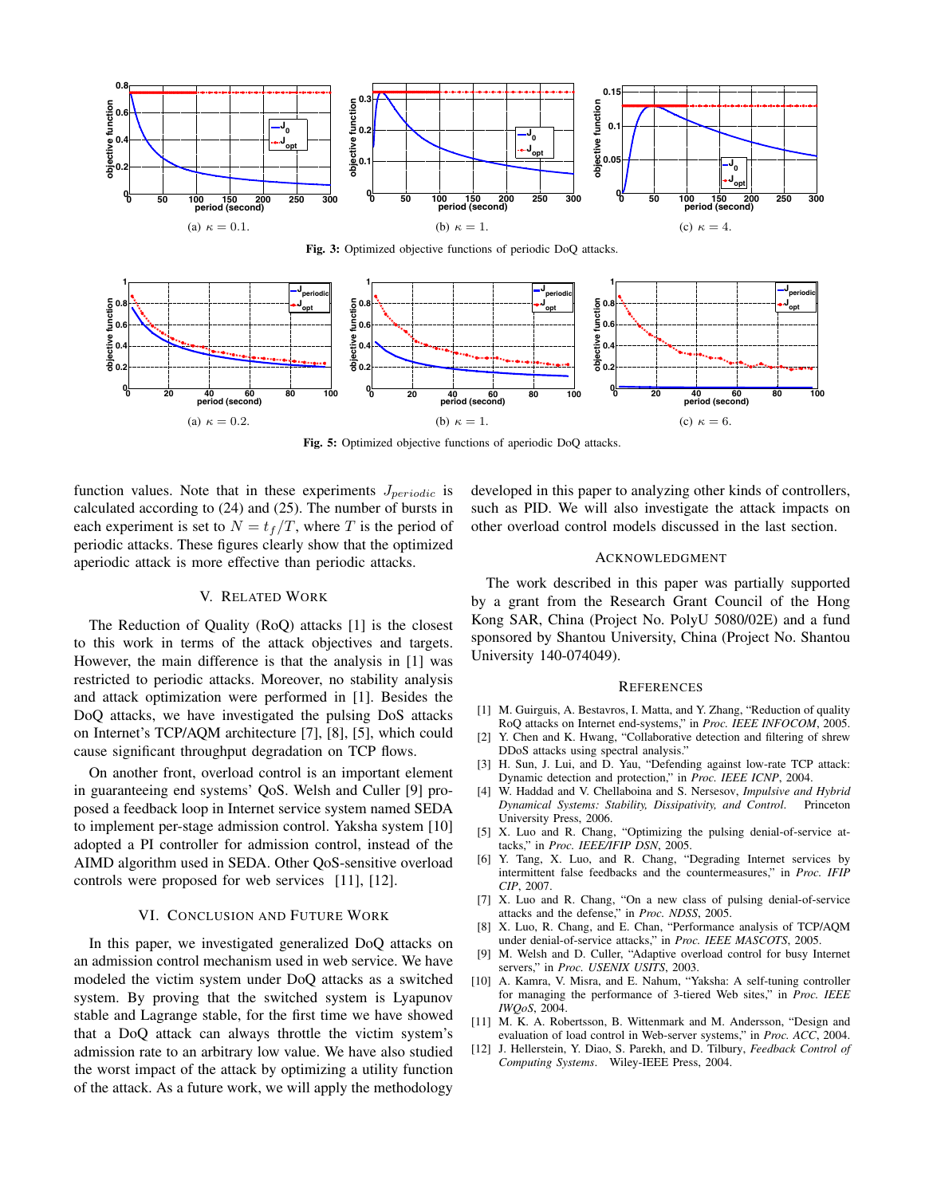0.8
0.6
0.4
0.2
0
objective function
0 50 100 150 200 250 300
period (second)
$J_0$
$J_{opt}$

(a) $\kappa = 0.1$.

0.3
0.2
0.1
0
objective function
0 50 100 150 200 250 300
period (second)
$J_0$
$J_{opt}$

(b) $\kappa = 1$.

0.15
0.1
0.05
0
objective function
0 50 100 150 200 250 300
period (second)
$J_0$
$J_{opt}$

(c) $\kappa = 4$.

**Fig. 3:** Optimized objective functions of periodic DoQ attacks.

1
0.8
0.6
0.4
0.2
0
objective function
0 20 40 60 80 100
period (second)
$J_{periodic}$
$J_{opt}$

(a) $\kappa = 0.2$.

1
0.8
0.6
0.4
0.2
0
objective function
0 20 40 60 80 100
period (second)
$J_{periodic}$
$J_{opt}$

(b) $\kappa = 1$.

1
0.8
0.6
0.4
0.2
0
objective function
0 20 40 60 80 100
period (second)
$J_{periodic}$
$J_{opt}$

(c) $\kappa = 6$.

**Fig. 5:** Optimized objective functions of aperiodic DoQ attacks.

function values. Note that in these experiments $J_{periodic}$ is calculated according to (24) and (25). The number of bursts in each experiment is set to $N = t_f/T$, where $T$ is the period of periodic attacks. These figures clearly show that the optimized aperiodic attack is more effective than periodic attacks.

## V. Related Work

The Reduction of Quality (RoQ) attacks [1] is the closest to this work in terms of the attack objectives and targets. However, the main difference is that the analysis in [1] was restricted to periodic attacks. Moreover, no stability analysis and attack optimization were performed in [1]. Besides the DoQ attacks, we have investigated the pulsing DoS attacks on Internet's TCP/AQM architecture [7], [8], [5], which could cause significant throughput degradation on TCP flows.

On another front, overload control is an important element in guaranteeing end systems' QoS. Welsh and Culler [9] proposed a feedback loop in Internet service system named SEDA to implement per-stage admission control. Yaksha system [10] adopted a PI controller for admission control, instead of the AIMD algorithm used in SEDA. Other QoS-sensitive overload controls were proposed for web services [11], [12].

## VI. Conclusion and Future Work

In this paper, we investigated generalized DoQ attacks on an admission control mechanism used in web service. We have modeled the victim system under DoQ attacks as a switched system. By proving that the switched system is Lyapunov stable and Lagrange stable, for the first time we have showed that a DoQ attack can always throttle the victim system's admission rate to an arbitrary low value. We have also studied the worst impact of the attack by optimizing a utility function of the attack. As a future work, we will apply the methodology developed in this paper to analyzing other kinds of controllers, such as PID. We will also investigate the attack impacts on other overload control models discussed in the last section.

## Acknowledgment

The work described in this paper was partially supported by a grant from the Research Grant Council of the Hong Kong SAR, China (Project No. PolyU 5080/02E) and a fund sponsored by Shantou University, China (Project No. Shantou University 140-074049).

## References

[1] M. Guirguis, A. Bestavros, I. Matta, and Y. Zhang, "Reduction of quality RoQ attacks on Internet end-systems," in *Proc. IEEE INFOCOM*, 2005.

[2] Y. Chen and K. Hwang, "Collaborative detection and filtering of shrew DDoS attacks using spectral analysis."

[3] H. Sun, J. Lui, and D. Yau, "Defending against low-rate TCP attack: Dynamic detection and protection," in *Proc. IEEE ICNP*, 2004.

[4] W. Haddad and V. Chellaboina and S. Nersesov, *Impulsive and Hybrid Dynamical Systems: Stability, Dissipativity, and Control*. Princeton University Press, 2006.

[5] X. Luo and R. Chang, "Optimizing the pulsing denial-of-service attacks," in *Proc. IEEE/IFIP DSN*, 2005.

[6] Y. Tang, X. Luo, and R. Chang, "Degrading Internet services by intermittent false feedbacks and the countermeasures," in *Proc. IFIP CIP*, 2007.

[7] X. Luo and R. Chang, "On a new class of pulsing denial-of-service attacks and the defense," in *Proc. NDSS*, 2005.

[8] X. Luo, R. Chang, and E. Chan, "Performance analysis of TCP/AQM under denial-of-service attacks," in *Proc. IEEE MASCOTS*, 2005.

[9] M. Welsh and D. Culler, "Adaptive overload control for busy Internet servers," in *Proc. USENIX USITS*, 2003.

[10] A. Kamra, V. Misra, and E. Nahum, "Yaksha: A self-tuning controller for managing the performance of 3-tiered Web sites," in *Proc. IEEE IWQoS*, 2004.

[11] M. K. A. Robertsson, B. Wittenmark and M. Andersson, "Design and evaluation of load control in Web-server systems," in *Proc. ACC*, 2004.

[12] J. Hellerstein, Y. Diao, S. Parekh, and D. Tilbury, *Feedback Control of Computing Systems*. Wiley-IEEE Press, 2004.